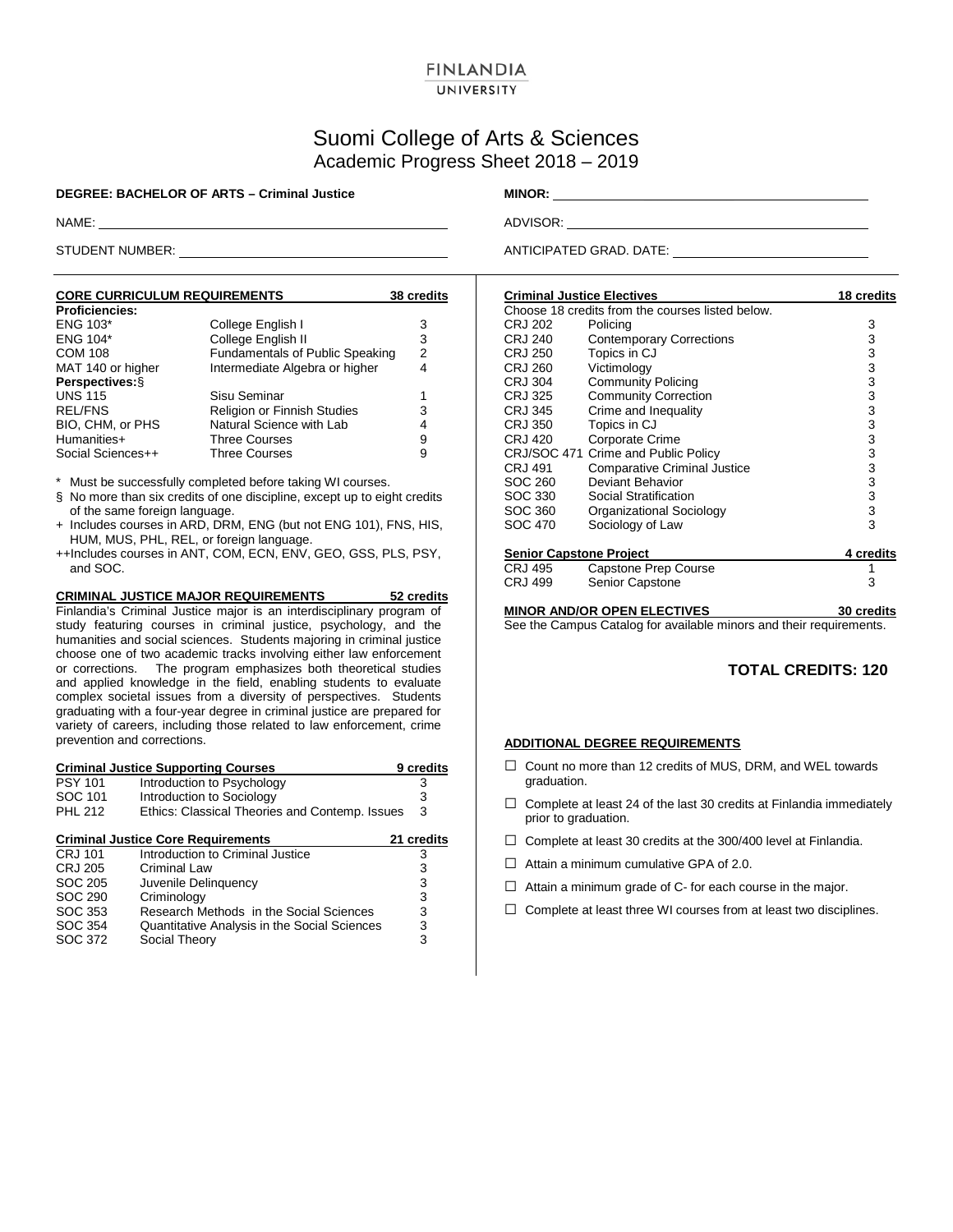FINLANDIA
UNIVERSITY

# Suomi College of Arts & Sciences
## Academic Progress Sheet 2018 – 2019

**DEGREE: BACHELOR OF ARTS – Criminal Justice**

**MINOR:** ____________________

NAME: ____________________

ADVISOR: ____________________

STUDENT NUMBER: ____________________

ANTICIPATED GRAD. DATE: ____________________

### CORE CURRICULUM REQUIREMENTS — 38 credits

| | | |
|---|---|---|
| **Proficiencies:** | | |
| ENG 103* | College English I | 3 |
| ENG 104* | College English II | 3 |
| COM 108 | Fundamentals of Public Speaking | 2 |
| MAT 140 or higher | Intermediate Algebra or higher | 4 |
| **Perspectives:**§ | | |
| UNS 115 | Sisu Seminar | 1 |
| REL/FNS | Religion or Finnish Studies | 3 |
| BIO, CHM, or PHS | Natural Science with Lab | 4 |
| Humanities+ | Three Courses | 9 |
| Social Sciences++ | Three Courses | 9 |

\* Must be successfully completed before taking WI courses.

§ No more than six credits of one discipline, except up to eight credits of the same foreign language.

+ Includes courses in ARD, DRM, ENG (but not ENG 101), FNS, HIS, HUM, MUS, PHL, REL, or foreign language.

++Includes courses in ANT, COM, ECN, ENV, GEO, GSS, PLS, PSY, and SOC.

### CRIMINAL JUSTICE MAJOR REQUIREMENTS — 52 credits

Finlandia's Criminal Justice major is an interdisciplinary program of study featuring courses in criminal justice, psychology, and the humanities and social sciences. Students majoring in criminal justice choose one of two academic tracks involving either law enforcement or corrections. The program emphasizes both theoretical studies and applied knowledge in the field, enabling students to evaluate complex societal issues from a diversity of perspectives. Students graduating with a four-year degree in criminal justice are prepared for variety of careers, including those related to law enforcement, crime prevention and corrections.

#### Criminal Justice Supporting Courses — 9 credits

| | | |
|---|---|---|
| PSY 101 | Introduction to Psychology | 3 |
| SOC 101 | Introduction to Sociology | 3 |
| PHL 212 | Ethics: Classical Theories and Contemp. Issues | 3 |

#### Criminal Justice Core Requirements — 21 credits

| | | |
|---|---|---|
| CRJ 101 | Introduction to Criminal Justice | 3 |
| CRJ 205 | Criminal Law | 3 |
| SOC 205 | Juvenile Delinquency | 3 |
| SOC 290 | Criminology | 3 |
| SOC 353 | Research Methods in the Social Sciences | 3 |
| SOC 354 | Quantitative Analysis in the Social Sciences | 3 |
| SOC 372 | Social Theory | 3 |

#### Criminal Justice Electives — 18 credits

Choose 18 credits from the courses listed below.

| | | |
|---|---|---|
| CRJ 202 | Policing | 3 |
| CRJ 240 | Contemporary Corrections | 3 |
| CRJ 250 | Topics in CJ | 3 |
| CRJ 260 | Victimology | 3 |
| CRJ 304 | Community Policing | 3 |
| CRJ 325 | Community Correction | 3 |
| CRJ 345 | Crime and Inequality | 3 |
| CRJ 350 | Topics in CJ | 3 |
| CRJ 420 | Corporate Crime | 3 |
| CRJ/SOC 471 | Crime and Public Policy | 3 |
| CRJ 491 | Comparative Criminal Justice | 3 |
| SOC 260 | Deviant Behavior | 3 |
| SOC 330 | Social Stratification | 3 |
| SOC 360 | Organizational Sociology | 3 |
| SOC 470 | Sociology of Law | 3 |

#### Senior Capstone Project — 4 credits

| | | |
|---|---|---|
| CRJ 495 | Capstone Prep Course | 1 |
| CRJ 499 | Senior Capstone | 3 |

### MINOR AND/OR OPEN ELECTIVES — 30 credits

See the Campus Catalog for available minors and their requirements.

**TOTAL CREDITS: 120**

### ADDITIONAL DEGREE REQUIREMENTS

- ☐ Count no more than 12 credits of MUS, DRM, and WEL towards graduation.
- ☐ Complete at least 24 of the last 30 credits at Finlandia immediately prior to graduation.
- ☐ Complete at least 30 credits at the 300/400 level at Finlandia.
- ☐ Attain a minimum cumulative GPA of 2.0.
- ☐ Attain a minimum grade of C- for each course in the major.
- ☐ Complete at least three WI courses from at least two disciplines.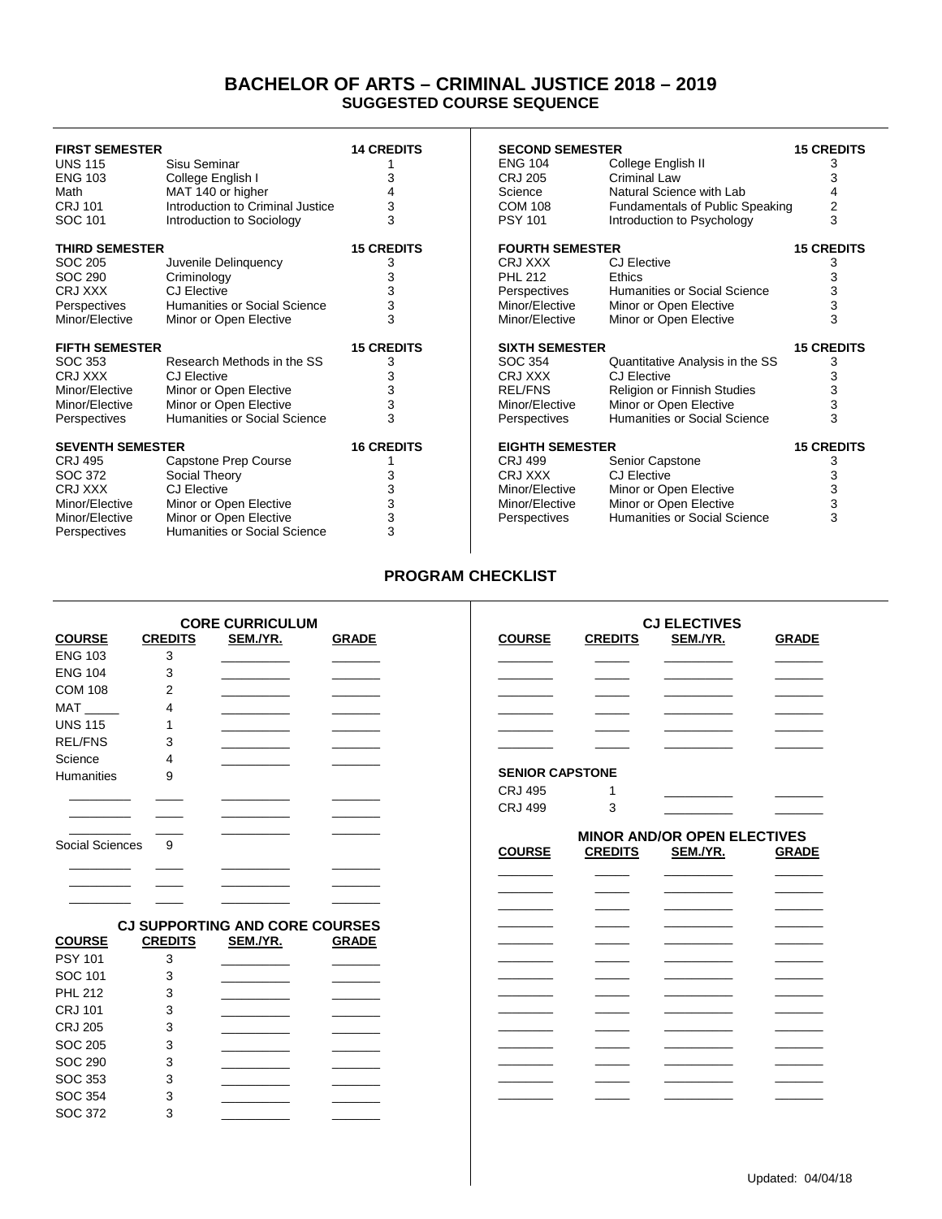# BACHELOR OF ARTS – CRIMINAL JUSTICE 2018 – 2019
## SUGGESTED COURSE SEQUENCE

| FIRST SEMESTER | | 14 CREDITS |
|---|---|---|
| UNS 115 | Sisu Seminar | 1 |
| ENG 103 | College English I | 3 |
| Math | MAT 140 or higher | 4 |
| CRJ 101 | Introduction to Criminal Justice | 3 |
| SOC 101 | Introduction to Sociology | 3 |

| SECOND SEMESTER | | 15 CREDITS |
|---|---|---|
| ENG 104 | College English II | 3 |
| CRJ 205 | Criminal Law | 3 |
| Science | Natural Science with Lab | 4 |
| COM 108 | Fundamentals of Public Speaking | 2 |
| PSY 101 | Introduction to Psychology | 3 |

| THIRD SEMESTER | | 15 CREDITS |
|---|---|---|
| SOC 205 | Juvenile Delinquency | 3 |
| SOC 290 | Criminology | 3 |
| CRJ XXX | CJ Elective | 3 |
| Perspectives | Humanities or Social Science | 3 |
| Minor/Elective | Minor or Open Elective | 3 |

| FOURTH SEMESTER | | 15 CREDITS |
|---|---|---|
| CRJ XXX | CJ Elective | 3 |
| PHL 212 | Ethics | 3 |
| Perspectives | Humanities or Social Science | 3 |
| Minor/Elective | Minor or Open Elective | 3 |
| Minor/Elective | Minor or Open Elective | 3 |

| FIFTH SEMESTER | | 15 CREDITS |
|---|---|---|
| SOC 353 | Research Methods in the SS | 3 |
| CRJ XXX | CJ Elective | 3 |
| Minor/Elective | Minor or Open Elective | 3 |
| Minor/Elective | Minor or Open Elective | 3 |
| Perspectives | Humanities or Social Science | 3 |

| SIXTH SEMESTER | | 15 CREDITS |
|---|---|---|
| SOC 354 | Quantitative Analysis in the SS | 3 |
| CRJ XXX | CJ Elective | 3 |
| REL/FNS | Religion or Finnish Studies | 3 |
| Minor/Elective | Minor or Open Elective | 3 |
| Perspectives | Humanities or Social Science | 3 |

| SEVENTH SEMESTER | | 16 CREDITS |
|---|---|---|
| CRJ 495 | Capstone Prep Course | 1 |
| SOC 372 | Social Theory | 3 |
| CRJ XXX | CJ Elective | 3 |
| Minor/Elective | Minor or Open Elective | 3 |
| Minor/Elective | Minor or Open Elective | 3 |
| Perspectives | Humanities or Social Science | 3 |

| EIGHTH SEMESTER | | 15 CREDITS |
|---|---|---|
| CRJ 499 | Senior Capstone | 3 |
| CRJ XXX | CJ Elective | 3 |
| Minor/Elective | Minor or Open Elective | 3 |
| Minor/Elective | Minor or Open Elective | 3 |
| Perspectives | Humanities or Social Science | 3 |

## PROGRAM CHECKLIST

### CORE CURRICULUM

| COURSE | CREDITS | SEM./YR. | GRADE |
|---|---|---|---|
| ENG 103 | 3 | | |
| ENG 104 | 3 | | |
| COM 108 | 2 | | |
| MAT _____ | 4 | | |
| UNS 115 | 1 | | |
| REL/FNS | 3 | | |
| Science | 4 | | |
| Humanities | 9 | | |
| | | | |
| | | | |
| | | | |
| Social Sciences | 9 | | |
| | | | |
| | | | |
| | | | |

### CJ SUPPORTING AND CORE COURSES

| COURSE | CREDITS | SEM./YR. | GRADE |
|---|---|---|---|
| PSY 101 | 3 | | |
| SOC 101 | 3 | | |
| PHL 212 | 3 | | |
| CRJ 101 | 3 | | |
| CRJ 205 | 3 | | |
| SOC 205 | 3 | | |
| SOC 290 | 3 | | |
| SOC 353 | 3 | | |
| SOC 354 | 3 | | |
| SOC 372 | 3 | | |

### CJ ELECTIVES

| COURSE | CREDITS | SEM./YR. | GRADE |
|---|---|---|---|
| | | | |
| | | | |
| | | | |
| | | | |
| | | | |

### SENIOR CAPSTONE

| COURSE | CREDITS | SEM./YR. | GRADE |
|---|---|---|---|
| CRJ 495 | 1 | | |
| CRJ 499 | 3 | | |

### MINOR AND/OR OPEN ELECTIVES

| COURSE | CREDITS | SEM./YR. | GRADE |
|---|---|---|---|
| | | | |
| | | | |
| | | | |
| | | | |
| | | | |
| | | | |
| | | | |
| | | | |
| | | | |
| | | | |
| | | | |
| | | | |
| | | | |
| | | | |

Updated: 04/04/18